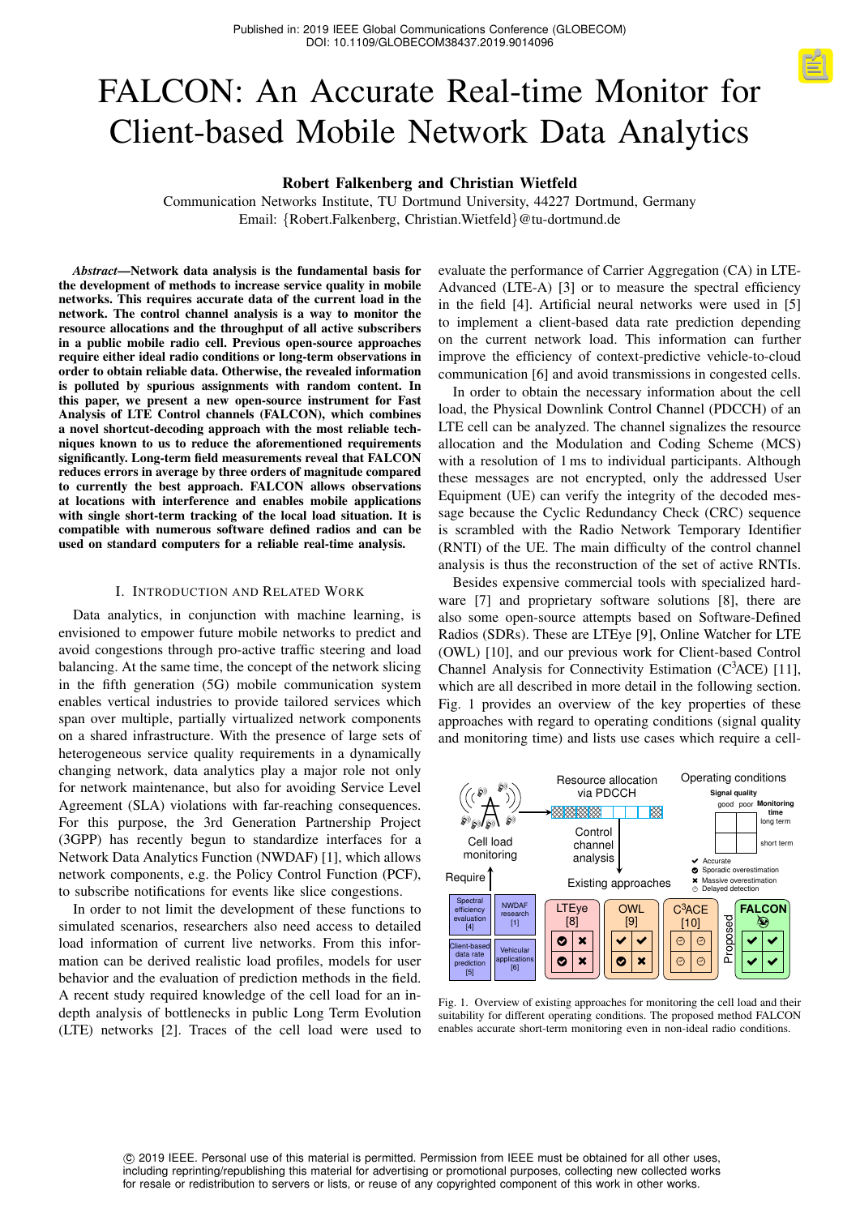Published in: 2019 IEEE Global Communications Conference (GLOBECOM)
DOI: 10.1109/GLOBECOM38437.2019.9014096

# FALCON: An Accurate Real-time Monitor for Client-based Mobile Network Data Analytics

**Robert Falkenberg and Christian Wietfeld**

Communication Networks Institute, TU Dortmund University, 44227 Dortmund, Germany
Email: {Robert.Falkenberg, Christian.Wietfeld}@tu-dortmund.de

***Abstract*—Network data analysis is the fundamental basis for the development of methods to increase service quality in mobile networks. This requires accurate data of the current load in the network. The control channel analysis is a way to monitor the resource allocations and the throughput of all active subscribers in a public mobile radio cell. Previous open-source approaches require either ideal radio conditions or long-term observations in order to obtain reliable data. Otherwise, the revealed information is polluted by spurious assignments with random content. In this paper, we present a new open-source instrument for Fast Analysis of LTE Control channels (FALCON), which combines a novel shortcut-decoding approach with the most reliable techniques known to us to reduce the aforementioned requirements significantly. Long-term field measurements reveal that FALCON reduces errors in average by three orders of magnitude compared to currently the best approach. FALCON allows observations at locations with interference and enables mobile applications with single short-term tracking of the local load situation. It is compatible with numerous software defined radios and can be used on standard computers for a reliable real-time analysis.**

## I. Introduction and Related Work

Data analytics, in conjunction with machine learning, is envisioned to empower future mobile networks to predict and avoid congestions through pro-active traffic steering and load balancing. At the same time, the concept of the network slicing in the fifth generation (5G) mobile communication system enables vertical industries to provide tailored services which span over multiple, partially virtualized network components on a shared infrastructure. With the presence of large sets of heterogeneous service quality requirements in a dynamically changing network, data analytics play a major role not only for network maintenance, but also for avoiding Service Level Agreement (SLA) violations with far-reaching consequences. For this purpose, the 3rd Generation Partnership Project (3GPP) has recently begun to standardize interfaces for a Network Data Analytics Function (NWDAF) [1], which allows network components, e.g. the Policy Control Function (PCF), to subscribe notifications for events like slice congestions.

In order to not limit the development of these functions to simulated scenarios, researchers also need access to detailed load information of current live networks. From this information can be derived realistic load profiles, models for user behavior and the evaluation of prediction methods in the field. A recent study required knowledge of the cell load for an in-depth analysis of bottlenecks in public Long Term Evolution (LTE) networks [2]. Traces of the cell load were used to evaluate the performance of Carrier Aggregation (CA) in LTE-Advanced (LTE-A) [3] or to measure the spectral efficiency in the field [4]. Artificial neural networks were used in [5] to implement a client-based data rate prediction depending on the current network load. This information can further improve the efficiency of context-predictive vehicle-to-cloud communication [6] and avoid transmissions in congested cells.

In order to obtain the necessary information about the cell load, the Physical Downlink Control Channel (PDCCH) of an LTE cell can be analyzed. The channel signalizes the resource allocation and the Modulation and Coding Scheme (MCS) with a resolution of 1 ms to individual participants. Although these messages are not encrypted, only the addressed User Equipment (UE) can verify the integrity of the decoded message because the Cyclic Redundancy Check (CRC) sequence is scrambled with the Radio Network Temporary Identifier (RNTI) of the UE. The main difficulty of the control channel analysis is thus the reconstruction of the set of active RNTIs.

Besides expensive commercial tools with specialized hardware [7] and proprietary software solutions [8], there are also some open-source attempts based on Software-Defined Radios (SDRs). These are LTEye [9], Online Watcher for LTE (OWL) [10], and our previous work for Client-based Control Channel Analysis for Connectivity Estimation (C$^3$ACE) [11], which are all described in more detail in the following section. Fig. 1 provides an overview of the key properties of these approaches with regard to operating conditions (signal quality and monitoring time) and lists use cases which require a cell-

Fig. 1. Overview of existing approaches for monitoring the cell load and their suitability for different operating conditions. The proposed method FALCON enables accurate short-term monitoring even in non-ideal radio conditions.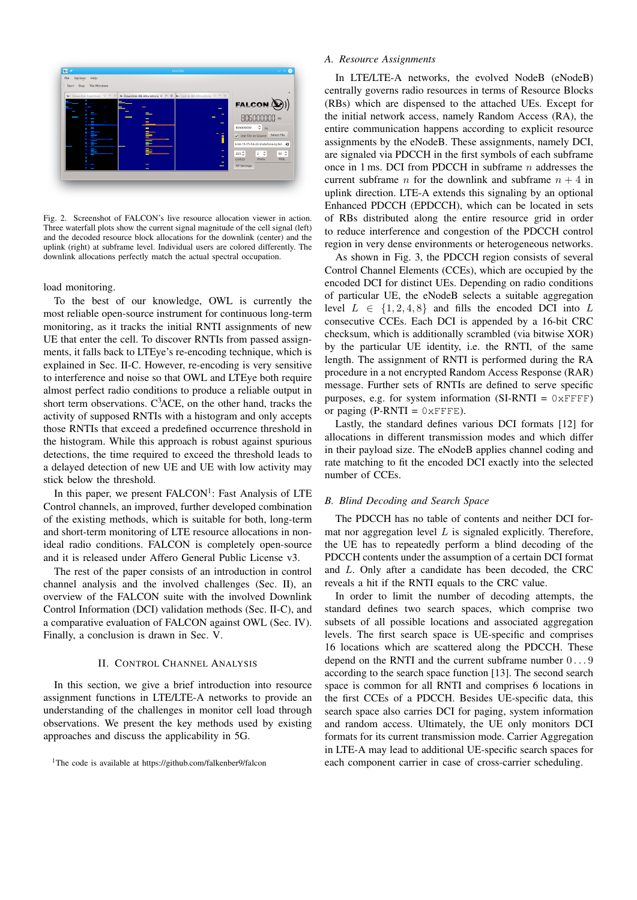Fig. 2. Screenshot of FALCON's live resource allocation viewer in action. Three waterfall plots show the current signal magnitude of the cell signal (left) and the decoded resource block allocations for the downlink (center) and the uplink (right) at subframe level. Individual users are colored differently. The downlink allocations perfectly match the actual spectral occupation.

load monitoring.

To the best of our knowledge, OWL is currently the most reliable open-source instrument for continuous long-term monitoring, as it tracks the initial RNTI assignments of new UE that enter the cell. To discover RNTIs from passed assignments, it falls back to LTEye's re-encoding technique, which is explained in Sec. II-C. However, re-encoding is very sensitive to interference and noise so that OWL and LTEye both require almost perfect radio conditions to produce a reliable output in short term observations. C[3]ACE, on the other hand, tracks the activity of supposed RNTIs with a histogram and only accepts those RNTIs that exceed a predefined occurrence threshold in the histogram. While this approach is robust against spurious detections, the time required to exceed the threshold leads to a delayed detection of new UE and UE with low activity may stick below the threshold.

In this paper, we present FALCON[1]: Fast Analysis of LTE Control channels, an improved, further developed combination of the existing methods, which is suitable for both, long-term and short-term monitoring of LTE resource allocations in non-ideal radio conditions. FALCON is completely open-source and it is released under Affero General Public License v3.

The rest of the paper consists of an introduction in control channel analysis and the involved challenges (Sec. II), an overview of the FALCON suite with the involved Downlink Control Information (DCI) validation methods (Sec. II-C), and a comparative evaluation of FALCON against OWL (Sec. IV). Finally, a conclusion is drawn in Sec. V.

## II. Control Channel Analysis

In this section, we give a brief introduction into resource assignment functions in LTE/LTE-A networks to provide an understanding of the challenges in monitor cell load through observations. We present the key methods used by existing approaches and discuss the applicability in 5G.

[1]The code is available at https://github.com/falkenber9/falcon

### A. Resource Assignments

In LTE/LTE-A networks, the evolved NodeB (eNodeB) centrally governs radio resources in terms of Resource Blocks (RBs) which are dispensed to the attached UEs. Except for the initial network access, namely Random Access (RA), the entire communication happens according to explicit resource assignments by the eNodeB. These assignments, namely DCI, are signaled via PDCCH in the first symbols of each subframe once in 1 ms. DCI from PDCCH in subframe $n$ addresses the current subframe $n$ for the downlink and subframe $n+4$ in uplink direction. LTE-A extends this signaling by an optional Enhanced PDCCH (EPDCCH), which can be located in sets of RBs distributed along the entire resource grid in order to reduce interference and congestion of the PDCCH control region in very dense environments or heterogeneous networks.

As shown in Fig. 3, the PDCCH region consists of several Control Channel Elements (CCEs), which are occupied by the encoded DCI for distinct UEs. Depending on radio conditions of particular UE, the eNodeB selects a suitable aggregation level $L \in \{1, 2, 4, 8\}$ and fills the encoded DCI into $L$ consecutive CCEs. Each DCI is appended by a 16-bit CRC checksum, which is additionally scrambled (via bitwise XOR) by the particular UE identity, i.e. the RNTI, of the same length. The assignment of RNTI is performed during the RA procedure in a not encrypted Random Access Response (RAR) message. Further sets of RNTIs are defined to serve specific purposes, e.g. for system information (SI-RNTI = 0xFFFF) or paging (P-RNTI = 0xFFFE).

Lastly, the standard defines various DCI formats [12] for allocations in different transmission modes and which differ in their payload size. The eNodeB applies channel coding and rate matching to fit the encoded DCI exactly into the selected number of CCEs.

### B. Blind Decoding and Search Space

The PDCCH has no table of contents and neither DCI format nor aggregation level $L$ is signaled explicitly. Therefore, the UE has to repeatedly perform a blind decoding of the PDCCH contents under the assumption of a certain DCI format and $L$. Only after a candidate has been decoded, the CRC reveals a hit if the RNTI equals to the CRC value.

In order to limit the number of decoding attempts, the standard defines two search spaces, which comprise two subsets of all possible locations and associated aggregation levels. The first search space is UE-specific and comprises 16 locations which are scattered along the PDCCH. These depend on the RNTI and the current subframe number $0 \ldots 9$ according to the search space function [13]. The second search space is common for all RNTI and comprises 6 locations in the first CCEs of a PDCCH. Besides UE-specific data, this search space also carries DCI for paging, system information and random access. Ultimately, the UE only monitors DCI formats for its current transmission mode. Carrier Aggregation in LTE-A may lead to additional UE-specific search spaces for each component carrier in case of cross-carrier scheduling.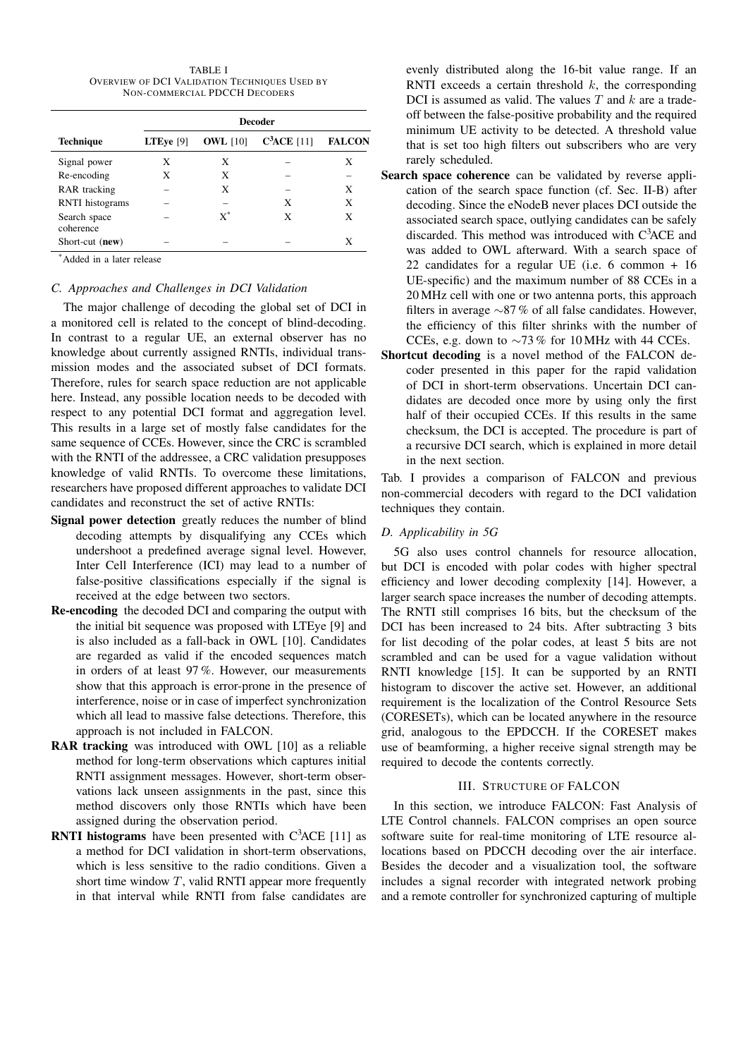TABLE I
OVERVIEW OF DCI VALIDATION TECHNIQUES USED BY NON-COMMERCIAL PDCCH DECODERS

| Technique | Decoder | | | |
|---|---|---|---|---|
| | **LTEye** [9] | **OWL** [10] | **C$^3$ACE** [11] | **FALCON** |
| Signal power | X | X | – | X |
| Re-encoding | X | X | – | – |
| RAR tracking | – | X | – | X |
| RNTI histograms | – | – | X | X |
| Search space coherence | – | X* | X | X |
| Short-cut (**new**) | – | – | – | X |

*Added in a later release

### C. Approaches and Challenges in DCI Validation

The major challenge of decoding the global set of DCI in a monitored cell is related to the concept of blind-decoding. In contrast to a regular UE, an external observer has no knowledge about currently assigned RNTIs, individual transmission modes and the associated subset of DCI formats. Therefore, rules for search space reduction are not applicable here. Instead, any possible location needs to be decoded with respect to any potential DCI format and aggregation level. This results in a large set of mostly false candidates for the same sequence of CCEs. However, since the CRC is scrambled with the RNTI of the addressee, a CRC validation presupposes knowledge of valid RNTIs. To overcome these limitations, researchers have proposed different approaches to validate DCI candidates and reconstruct the set of active RNTIs:

- **Signal power detection** greatly reduces the number of blind decoding attempts by disqualifying any CCEs which undershoot a predefined average signal level. However, Inter Cell Interference (ICI) may lead to a number of false-positive classifications especially if the signal is received at the edge between two sectors.
- **Re-encoding** the decoded DCI and comparing the output with the initial bit sequence was proposed with LTEye [9] and is also included as a fall-back in OWL [10]. Candidates are regarded as valid if the encoded sequences match in orders of at least 97 %. However, our measurements show that this approach is error-prone in the presence of interference, noise or in case of imperfect synchronization which all lead to massive false detections. Therefore, this approach is not included in FALCON.
- **RAR tracking** was introduced with OWL [10] as a reliable method for long-term observations which captures initial RNTI assignment messages. However, short-term observations lack unseen assignments in the past, since this method discovers only those RNTIs which have been assigned during the observation period.
- **RNTI histograms** have been presented with C$^3$ACE [11] as a method for DCI validation in short-term observations, which is less sensitive to the radio conditions. Given a short time window $T$, valid RNTI appear more frequently in that interval while RNTI from false candidates are evenly distributed along the 16-bit value range. If an RNTI exceeds a certain threshold $k$, the corresponding DCI is assumed as valid. The values $T$ and $k$ are a tradeoff between the false-positive probability and the required minimum UE activity to be detected. A threshold value that is set too high filters out subscribers who are very rarely scheduled.
- **Search space coherence** can be validated by reverse application of the search space function (cf. Sec. II-B) after decoding. Since the eNodeB never places DCI outside the associated search space, outlying candidates can be safely discarded. This method was introduced with C$^3$ACE and was added to OWL afterward. With a search space of 22 candidates for a regular UE (i.e. 6 common + 16 UE-specific) and the maximum number of 88 CCEs in a 20 MHz cell with one or two antenna ports, this approach filters in average ∼87 % of all false candidates. However, the efficiency of this filter shrinks with the number of CCEs, e.g. down to ∼73 % for 10 MHz with 44 CCEs.
- **Shortcut decoding** is a novel method of the FALCON decoder presented in this paper for the rapid validation of DCI in short-term observations. Uncertain DCI candidates are decoded once more by using only the first half of their occupied CCEs. If this results in the same checksum, the DCI is accepted. The procedure is part of a recursive DCI search, which is explained in more detail in the next section.

Tab. I provides a comparison of FALCON and previous non-commercial decoders with regard to the DCI validation techniques they contain.

### D. Applicability in 5G

5G also uses control channels for resource allocation, but DCI is encoded with polar codes with higher spectral efficiency and lower decoding complexity [14]. However, a larger search space increases the number of decoding attempts. The RNTI still comprises 16 bits, but the checksum of the DCI has been increased to 24 bits. After subtracting 3 bits for list decoding of the polar codes, at least 5 bits are not scrambled and can be used for a vague validation without RNTI knowledge [15]. It can be supported by an RNTI histogram to discover the active set. However, an additional requirement is the localization of the Control Resource Sets (CORESETs), which can be located anywhere in the resource grid, analogous to the EPDCCH. If the CORESET makes use of beamforming, a higher receive signal strength may be required to decode the contents correctly.

## III. STRUCTURE OF FALCON

In this section, we introduce FALCON: Fast Analysis of LTE Control channels. FALCON comprises an open source software suite for real-time monitoring of LTE resource allocations based on PDCCH decoding over the air interface. Besides the decoder and a visualization tool, the software includes a signal recorder with integrated network probing and a remote controller for synchronized capturing of multiple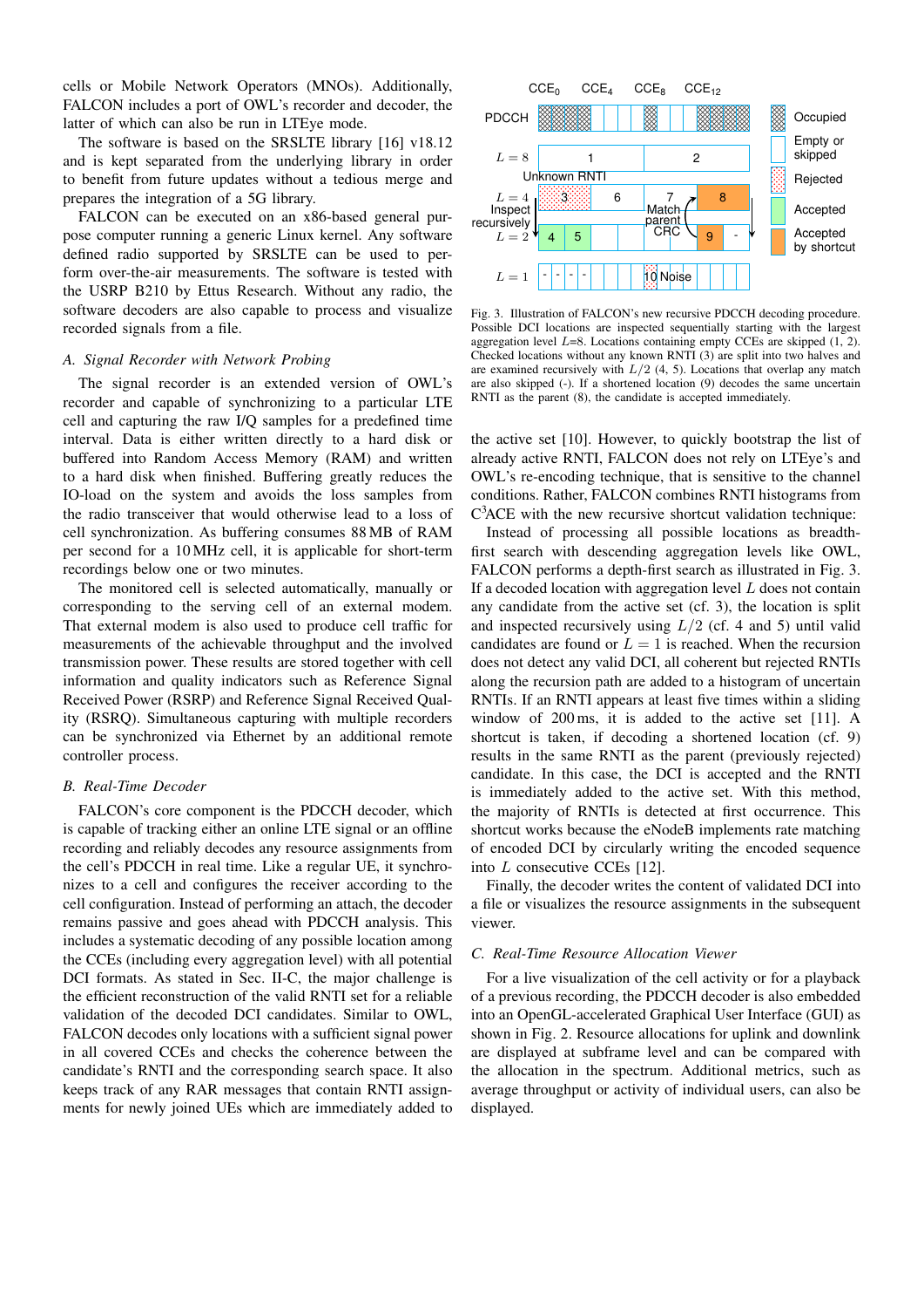cells or Mobile Network Operators (MNOs). Additionally, FALCON includes a port of OWL's recorder and decoder, the latter of which can also be run in LTEye mode.

The software is based on the SRSLTE library [16] v18.12 and is kept separated from the underlying library in order to benefit from future updates without a tedious merge and prepares the integration of a 5G library.

FALCON can be executed on an x86-based general purpose computer running a generic Linux kernel. Any software defined radio supported by SRSLTE can be used to perform over-the-air measurements. The software is tested with the USRP B210 by Ettus Research. Without any radio, the software decoders are also capable to process and visualize recorded signals from a file.

### A. Signal Recorder with Network Probing

The signal recorder is an extended version of OWL's recorder and capable of synchronizing to a particular LTE cell and capturing the raw I/Q samples for a predefined time interval. Data is either written directly to a hard disk or buffered into Random Access Memory (RAM) and written to a hard disk when finished. Buffering greatly reduces the IO-load on the system and avoids the loss samples from the radio transceiver that would otherwise lead to a loss of cell synchronization. As buffering consumes 88 MB of RAM per second for a 10 MHz cell, it is applicable for short-term recordings below one or two minutes.

The monitored cell is selected automatically, manually or corresponding to the serving cell of an external modem. That external modem is also used to produce cell traffic for measurements of the achievable throughput and the involved transmission power. These results are stored together with cell information and quality indicators such as Reference Signal Received Power (RSRP) and Reference Signal Received Quality (RSRQ). Simultaneous capturing with multiple recorders can be synchronized via Ethernet by an additional remote controller process.

### B. Real-Time Decoder

FALCON's core component is the PDCCH decoder, which is capable of tracking either an online LTE signal or an offline recording and reliably decodes any resource assignments from the cell's PDCCH in real time. Like a regular UE, it synchronizes to a cell and configures the receiver according to the cell configuration. Instead of performing an attach, the decoder remains passive and goes ahead with PDCCH analysis. This includes a systematic decoding of any possible location among the CCEs (including every aggregation level) with all potential DCI formats. As stated in Sec. II-C, the major challenge is the efficient reconstruction of the valid RNTI set for a reliable validation of the decoded DCI candidates. Similar to OWL, FALCON decodes only locations with a sufficient signal power in all covered CCEs and checks the coherence between the candidate's RNTI and the corresponding search space. It also keeps track of any RAR messages that contain RNTI assignments for newly joined UEs which are immediately added to the active set [10]. However, to quickly bootstrap the list of already active RNTI, FALCON does not rely on LTEye's and OWL's re-encoding technique, that is sensitive to the channel conditions. Rather, FALCON combines RNTI histograms from C[3]ACE with the new recursive shortcut validation technique:

Fig. 3. Illustration of FALCON's new recursive PDCCH decoding procedure. Possible DCI locations are inspected sequentially starting with the largest aggregation level $L$=8. Locations containing empty CCEs are skipped (1, 2). Checked locations without any known RNTI (3) are split into two halves and are examined recursively with $L/2$ (4, 5). Locations that overlap any match are also skipped (-). If a shortened location (9) decodes the same uncertain RNTI as the parent (8), the candidate is accepted immediately.

Instead of processing all possible locations as breadth-first search with descending aggregation levels like OWL, FALCON performs a depth-first search as illustrated in Fig. 3. If a decoded location with aggregation level $L$ does not contain any candidate from the active set (cf. 3), the location is split and inspected recursively using $L/2$ (cf. 4 and 5) until valid candidates are found or $L = 1$ is reached. When the recursion does not detect any valid DCI, all coherent but rejected RNTIs along the recursion path are added to a histogram of uncertain RNTIs. If an RNTI appears at least five times within a sliding window of 200 ms, it is added to the active set [11]. A shortcut is taken, if decoding a shortened location (cf. 9) results in the same RNTI as the parent (previously rejected) candidate. In this case, the DCI is accepted and the RNTI is immediately added to the active set. With this method, the majority of RNTIs is detected at first occurrence. This shortcut works because the eNodeB implements rate matching of encoded DCI by circularly writing the encoded sequence into $L$ consecutive CCEs [12].

Finally, the decoder writes the content of validated DCI into a file or visualizes the resource assignments in the subsequent viewer.

### C. Real-Time Resource Allocation Viewer

For a live visualization of the cell activity or for a playback of a previous recording, the PDCCH decoder is also embedded into an OpenGL-accelerated Graphical User Interface (GUI) as shown in Fig. 2. Resource allocations for uplink and downlink are displayed at subframe level and can be compared with the allocation in the spectrum. Additional metrics, such as average throughput or activity of individual users, can also be displayed.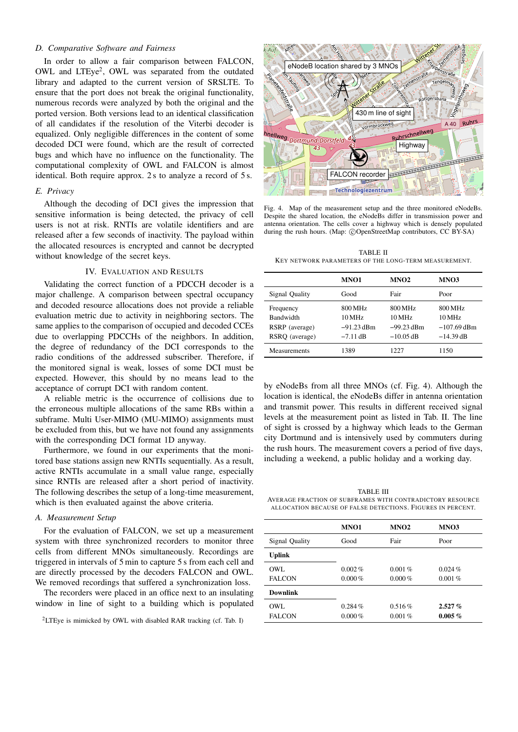### D. Comparative Software and Fairness

In order to allow a fair comparison between FALCON, OWL and LTEye[2], OWL was separated from the outdated library and adapted to the current version of SRSLTE. To ensure that the port does not break the original functionality, numerous records were analyzed by both the original and the ported version. Both versions lead to an identical classification of all candidates if the resolution of the Viterbi decoder is equalized. Only negligible differences in the content of some decoded DCI were found, which are the result of corrected bugs and which have no influence on the functionality. The computational complexity of OWL and FALCON is almost identical. Both require approx. 2 s to analyze a record of 5 s.

### E. Privacy

Although the decoding of DCI gives the impression that sensitive information is being detected, the privacy of cell users is not at risk. RNTIs are volatile identifiers and are released after a few seconds of inactivity. The payload within the allocated resources is encrypted and cannot be decrypted without knowledge of the secret keys.

## IV. Evaluation and Results

Validating the correct function of a PDCCH decoder is a major challenge. A comparison between spectral occupancy and decoded resource allocations does not provide a reliable evaluation metric due to activity in neighboring sectors. The same applies to the comparison of occupied and decoded CCEs due to overlapping PDCCHs of the neighbors. In addition, the degree of redundancy of the DCI corresponds to the radio conditions of the addressed subscriber. Therefore, if the monitored signal is weak, losses of some DCI must be expected. However, this should by no means lead to the acceptance of corrupt DCI with random content.

A reliable metric is the occurrence of collisions due to the erroneous multiple allocations of the same RBs within a subframe. Multi User-MIMO (MU-MIMO) assignments must be excluded from this, but we have not found any assignments with the corresponding DCI format 1D anyway.

Furthermore, we found in our experiments that the monitored base stations assign new RNTIs sequentially. As a result, active RNTIs accumulate in a small value range, especially since RNTIs are released after a short period of inactivity. The following describes the setup of a long-time measurement, which is then evaluated against the above criteria.

### A. Measurement Setup

For the evaluation of FALCON, we set up a measurement system with three synchronized recorders to monitor three cells from different MNOs simultaneously. Recordings are triggered in intervals of 5 min to capture 5 s from each cell and are directly processed by the decoders FALCON and OWL. We removed recordings that suffered a synchronization loss.

The recorders were placed in an office next to an insulating window in line of sight to a building which is populated by eNodeBs from all three MNOs (cf. Fig. 4). Although the location is identical, the eNodeBs differ in antenna orientation and transmit power. This results in different received signal levels at the measurement point as listed in Tab. II. The line of sight is crossed by a highway which leads to the German city Dortmund and is intensively used by commuters during the rush hours. The measurement covers a period of five days, including a weekend, a public holiday and a working day.

[2]LTEye is mimicked by OWL with disabled RAR tracking (cf. Tab. I)

Fig. 4. Map of the measurement setup and the three monitored eNodeBs. Despite the shared location, the eNodeBs differ in transmission power and antenna orientation. The cells cover a highway which is densely populated during the rush hours. (Map: ©OpenStreetMap contributors, CC BY-SA)

TABLE II
Key network parameters of the long-term measurement.

| | MNO1 | MNO2 | MNO3 |
|---|---|---|---|
| Signal Quality | Good | Fair | Poor |
| Frequency | 800 MHz | 800 MHz | 800 MHz |
| Bandwidth | 10 MHz | 10 MHz | 10 MHz |
| RSRP (average) | −91.23 dBm | −99.23 dBm | −107.69 dBm |
| RSRQ (average) | −7.11 dB | −10.05 dB | −14.39 dB |
| Measurements | 1389 | 1227 | 1150 |

TABLE III
Average fraction of subframes with contradictory resource allocation because of false detections. Figures in percent.

| | MNO1 | MNO2 | MNO3 |
|---|---|---|---|
| Signal Quality | Good | Fair | Poor |
| **Uplink** | | | |
| OWL | 0.002 % | 0.001 % | 0.024 % |
| FALCON | 0.000 % | 0.000 % | 0.001 % |
| **Downlink** | | | |
| OWL | 0.284 % | 0.516 % | **2.527 %** |
| FALCON | 0.000 % | 0.001 % | **0.005 %** |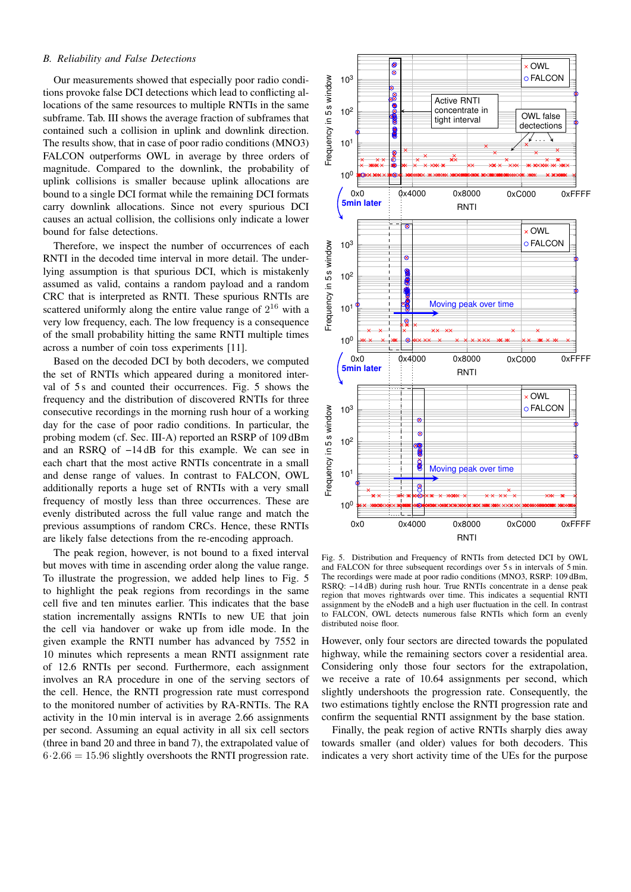### B. Reliability and False Detections

Our measurements showed that especially poor radio conditions provoke false DCI detections which lead to conflicting allocations of the same resources to multiple RNTIs in the same subframe. Tab. III shows the average fraction of subframes that contained such a collision in uplink and downlink direction. The results show, that in case of poor radio conditions (MNO3) FALCON outperforms OWL in average by three orders of magnitude. Compared to the downlink, the probability of uplink collisions is smaller because uplink allocations are bound to a single DCI format while the remaining DCI formats carry downlink allocations. Since not every spurious DCI causes an actual collision, the collisions only indicate a lower bound for false detections.

Therefore, we inspect the number of occurrences of each RNTI in the decoded time interval in more detail. The underlying assumption is that spurious DCI, which is mistakenly assumed as valid, contains a random payload and a random CRC that is interpreted as RNTI. These spurious RNTIs are scattered uniformly along the entire value range of $2^{16}$ with a very low frequency, each. The low frequency is a consequence of the small probability hitting the same RNTI multiple times across a number of coin toss experiments [11].

Based on the decoded DCI by both decoders, we computed the set of RNTIs which appeared during a monitored interval of 5 s and counted their occurrences. Fig. 5 shows the frequency and the distribution of discovered RNTIs for three consecutive recordings in the morning rush hour of a working day for the case of poor radio conditions. In particular, the probing modem (cf. Sec. III-A) reported an RSRP of 109 dBm and an RSRQ of −14 dB for this example. We can see in each chart that the most active RNTIs concentrate in a small and dense range of values. In contrast to FALCON, OWL additionally reports a huge set of RNTIs with a very small frequency of mostly less than three occurrences. These are evenly distributed across the full value range and match the previous assumptions of random CRCs. Hence, these RNTIs are likely false detections from the re-encoding approach.

The peak region, however, is not bound to a fixed interval but moves with time in ascending order along the value range. To illustrate the progression, we added help lines to Fig. 5 to highlight the peak regions from recordings in the same cell five and ten minutes earlier. This indicates that the base station incrementally assigns RNTIs to new UE that join the cell via handover or wake up from idle mode. In the given example the RNTI number has advanced by 7552 in 10 minutes which represents a mean RNTI assignment rate of 12.6 RNTIs per second. Furthermore, each assignment involves an RA procedure in one of the serving sectors of the cell. Hence, the RNTI progression rate must correspond to the monitored number of activities by RA-RNTIs. The RA activity in the 10 min interval is in average 2.66 assignments per second. Assuming an equal activity in all six cell sectors (three in band 20 and three in band 7), the extrapolated value of $6 \cdot 2.66 = 15.96$ slightly overshoots the RNTI progression rate.

Fig. 5. Distribution and Frequency of RNTIs from detected DCI by OWL and FALCON for three subsequent recordings over 5 s in intervals of 5 min. The recordings were made at poor radio conditions (MNO3, RSRP: 109 dBm, RSRQ: −14 dB) during rush hour. True RNTIs concentrate in a dense peak region that moves rightwards over time. This indicates a sequential RNTI assignment by the eNodeB and a high user fluctuation in the cell. In contrast to FALCON, OWL detects numerous false RNTIs which form an evenly distributed noise floor.

However, only four sectors are directed towards the populated highway, while the remaining sectors cover a residential area. Considering only those four sectors for the extrapolation, we receive a rate of 10.64 assignments per second, which slightly undershoots the progression rate. Consequently, the two estimations tightly enclose the RNTI progression rate and confirm the sequential RNTI assignment by the base station.

Finally, the peak region of active RNTIs sharply dies away towards smaller (and older) values for both decoders. This indicates a very short activity time of the UEs for the purpose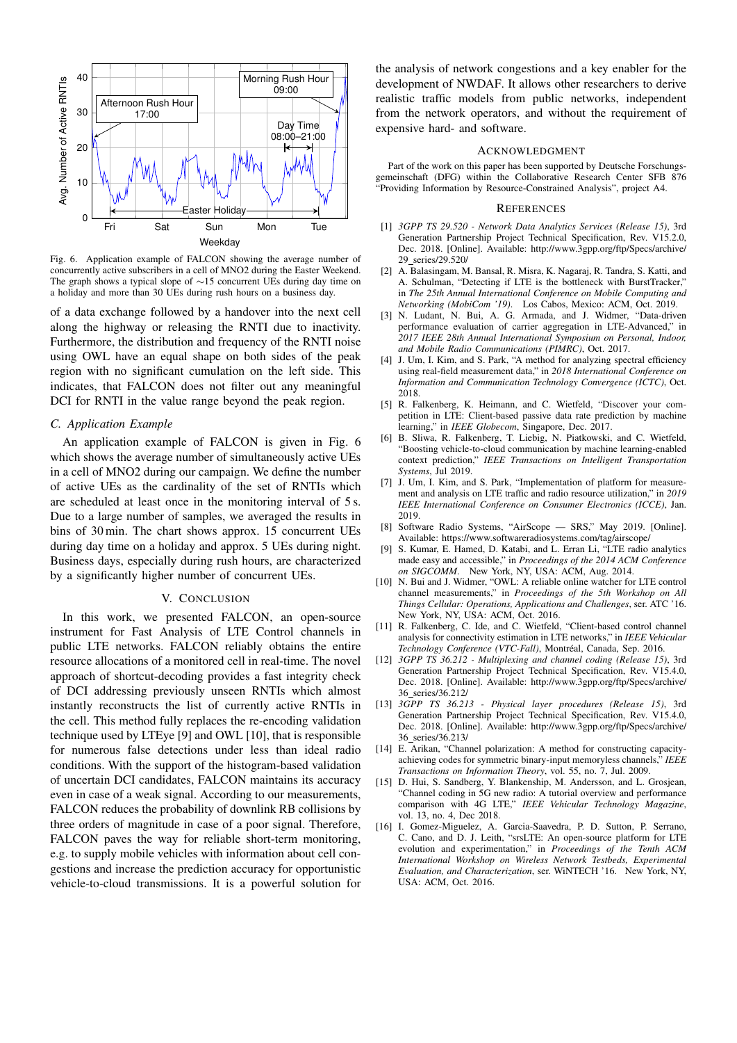Avg. Number of Active RNTIs

40

30

20

10

0

Fri Sat Sun Mon Tue

Weekday

Afternoon Rush Hour 17:00

Morning Rush Hour 09:00

Day Time 08:00–21:00

Easter Holiday

Fig. 6. Application example of FALCON showing the average number of concurrently active subscribers in a cell of MNO2 during the Easter Weekend. The graph shows a typical slope of $\sim$15 concurrent UEs during day time on a holiday and more than 30 UEs during rush hours on a business day.

of a data exchange followed by a handover into the next cell along the highway or releasing the RNTI due to inactivity. Furthermore, the distribution and frequency of the RNTI noise using OWL have an equal shape on both sides of the peak region with no significant cumulation on the left side. This indicates, that FALCON does not filter out any meaningful DCI for RNTI in the value range beyond the peak region.

### C. Application Example

An application example of FALCON is given in Fig. 6 which shows the average number of simultaneously active UEs in a cell of MNO2 during our campaign. We define the number of active UEs as the cardinality of the set of RNTIs which are scheduled at least once in the monitoring interval of 5 s. Due to a large number of samples, we averaged the results in bins of 30 min. The chart shows approx. 15 concurrent UEs during day time on a holiday and approx. 5 UEs during night. Business days, especially during rush hours, are characterized by a significantly higher number of concurrent UEs.

## V. Conclusion

In this work, we presented FALCON, an open-source instrument for Fast Analysis of LTE Control channels in public LTE networks. FALCON reliably obtains the entire resource allocations of a monitored cell in real-time. The novel approach of shortcut-decoding provides a fast integrity check of DCI addressing previously unseen RNTIs which almost instantly reconstructs the list of currently active RNTIs in the cell. This method fully replaces the re-encoding validation technique used by LTEye [9] and OWL [10], that is responsible for numerous false detections under less than ideal radio conditions. With the support of the histogram-based validation of uncertain DCI candidates, FALCON maintains its accuracy even in case of a weak signal. According to our measurements, FALCON reduces the probability of downlink RB collisions by three orders of magnitude in case of a poor signal. Therefore, FALCON paves the way for reliable short-term monitoring, e.g. to supply mobile vehicles with information about cell congestions and increase the prediction accuracy for opportunistic vehicle-to-cloud transmissions. It is a powerful solution for the analysis of network congestions and a key enabler for the development of NWDAF. It allows other researchers to derive realistic traffic models from public networks, independent from the network operators, and without the requirement of expensive hard- and software.

## Acknowledgment

Part of the work on this paper has been supported by Deutsche Forschungsgemeinschaft (DFG) within the Collaborative Research Center SFB 876 "Providing Information by Resource-Constrained Analysis", project A4.

## References

[1] *3GPP TS 29.520 - Network Data Analytics Services (Release 15)*, 3rd Generation Partnership Project Technical Specification, Rev. V15.2.0, Dec. 2018. [Online]. Available: http://www.3gpp.org/ftp/Specs/archive/29_series/29.520/

[2] A. Balasingam, M. Bansal, R. Misra, K. Nagaraj, R. Tandra, S. Katti, and A. Schulman, "Detecting if LTE is the bottleneck with BurstTracker," in *The 25th Annual International Conference on Mobile Computing and Networking (MobiCom '19)*. Los Cabos, Mexico: ACM, Oct. 2019.

[3] N. Ludant, N. Bui, A. G. Armada, and J. Widmer, "Data-driven performance evaluation of carrier aggregation in LTE-Advanced," in *2017 IEEE 28th Annual International Symposium on Personal, Indoor, and Mobile Radio Communications (PIMRC)*, Oct. 2017.

[4] J. Um, I. Kim, and S. Park, "A method for analyzing spectral efficiency using real-field measurement data," in *2018 International Conference on Information and Communication Technology Convergence (ICTC)*, Oct. 2018.

[5] R. Falkenberg, K. Heimann, and C. Wietfeld, "Discover your competition in LTE: Client-based passive data rate prediction by machine learning," in *IEEE Globecom*, Singapore, Dec. 2017.

[6] B. Sliwa, R. Falkenberg, T. Liebig, N. Piatkowski, and C. Wietfeld, "Boosting vehicle-to-cloud communication by machine learning-enabled context prediction," *IEEE Transactions on Intelligent Transportation Systems*, Jul 2019.

[7] J. Um, I. Kim, and S. Park, "Implementation of platform for measurement and analysis on LTE traffic and radio resource utilization," in *2019 IEEE International Conference on Consumer Electronics (ICCE)*, Jan. 2019.

[8] Software Radio Systems, "AirScope — SRS," May 2019. [Online]. Available: https://www.softwareradiosystems.com/tag/airscope/

[9] S. Kumar, E. Hamed, D. Katabi, and L. Erran Li, "LTE radio analytics made easy and accessible," in *Proceedings of the 2014 ACM Conference on SIGCOMM*. New York, NY, USA: ACM, Aug. 2014.

[10] N. Bui and J. Widmer, "OWL: A reliable online watcher for LTE control channel measurements," in *Proceedings of the 5th Workshop on All Things Cellular: Operations, Applications and Challenges*, ser. ATC '16. New York, NY, USA: ACM, Oct. 2016.

[11] R. Falkenberg, C. Ide, and C. Wietfeld, "Client-based control channel analysis for connectivity estimation in LTE networks," in *IEEE Vehicular Technology Conference (VTC-Fall)*, Montréal, Canada, Sep. 2016.

[12] *3GPP TS 36.212 - Multiplexing and channel coding (Release 15)*, 3rd Generation Partnership Project Technical Specification, Rev. V15.4.0, Dec. 2018. [Online]. Available: http://www.3gpp.org/ftp/Specs/archive/36_series/36.212/

[13] *3GPP TS 36.213 - Physical layer procedures (Release 15)*, 3rd Generation Partnership Project Technical Specification, Rev. V15.4.0, Dec. 2018. [Online]. Available: http://www.3gpp.org/ftp/Specs/archive/36_series/36.213/

[14] E. Arikan, "Channel polarization: A method for constructing capacity-achieving codes for symmetric binary-input memoryless channels," *IEEE Transactions on Information Theory*, vol. 55, no. 7, Jul. 2009.

[15] D. Hui, S. Sandberg, Y. Blankenship, M. Andersson, and L. Grosjean, "Channel coding in 5G new radio: A tutorial overview and performance comparison with 4G LTE," *IEEE Vehicular Technology Magazine*, vol. 13, no. 4, Dec 2018.

[16] I. Gomez-Miguelez, A. Garcia-Saavedra, P. D. Sutton, P. Serrano, C. Cano, and D. J. Leith, "srsLTE: An open-source platform for LTE evolution and experimentation," in *Proceedings of the Tenth ACM International Workshop on Wireless Network Testbeds, Experimental Evaluation, and Characterization*, ser. WiNTECH '16. New York, NY, USA: ACM, Oct. 2016.